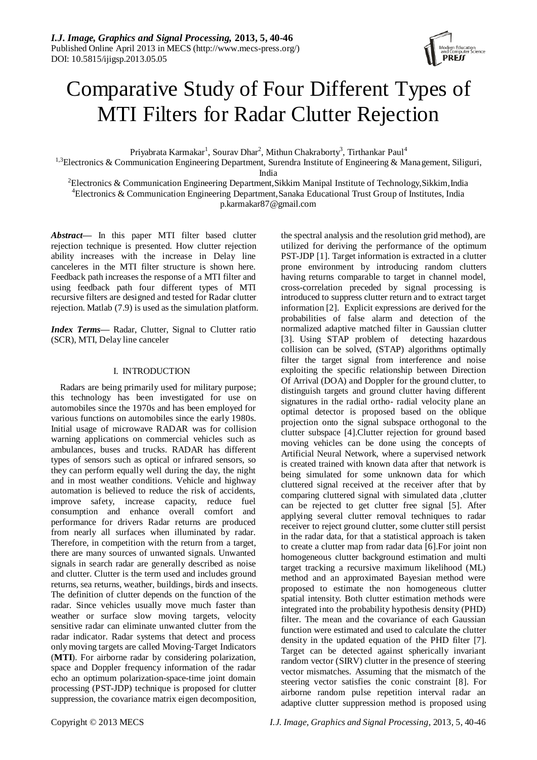# Comparative Study of Four Different Types of MTI Filters for Radar Clutter Rejection

Priyabrata Karmakar[1], Sourav Dhar[2], Mithun Chakraborty[3], Tirthankar Paul[4]

[1,3]Electronics & Communication Engineering Department, Surendra Institute of Engineering & Management, Siliguri, India

[2]Electronics & Communication Engineering Department, Sikkim Manipal Institute of Technology, Sikkim, India

[4]Electronics & Communication Engineering Department, Sanaka Educational Trust Group of Institutes, India

p.karmakar87@gmail.com

***Abstract*****—** In this paper MTI filter based clutter rejection technique is presented. How clutter rejection ability increases with the increase in Delay line canceleres in the MTI filter structure is shown here. Feedback path increases the response of a MTI filter and using feedback path four different types of MTI recursive filters are designed and tested for Radar clutter rejection. Matlab (7.9) is used as the simulation platform.

***Index Terms*****—** Radar, Clutter, Signal to Clutter ratio (SCR), MTI, Delay line canceler

## I. INTRODUCTION

Radars are being primarily used for military purpose; this technology has been investigated for use on automobiles since the 1970s and has been employed for various functions on automobiles since the early 1980s. Initial usage of microwave RADAR was for collision warning applications on commercial vehicles such as ambulances, buses and trucks. RADAR has different types of sensors such as optical or infrared sensors, so they can perform equally well during the day, the night and in most weather conditions. Vehicle and highway automation is believed to reduce the risk of accidents, improve safety, increase capacity, reduce fuel consumption and enhance overall comfort and performance for drivers Radar returns are produced from nearly all surfaces when illuminated by radar. Therefore, in competition with the return from a target, there are many sources of unwanted signals. Unwanted signals in search radar are generally described as noise and clutter. Clutter is the term used and includes ground returns, sea returns, weather, buildings, birds and insects. The definition of clutter depends on the function of the radar. Since vehicles usually move much faster than weather or surface slow moving targets, velocity sensitive radar can eliminate unwanted clutter from the radar indicator. Radar systems that detect and process only moving targets are called Moving-Target Indicators (**MTI**). For airborne radar by considering polarization, space and Doppler frequency information of the radar echo an optimum polarization-space-time joint domain processing (PST-JDP) technique is proposed for clutter suppression, the covariance matrix eigen decomposition, the spectral analysis and the resolution grid method), are utilized for deriving the performance of the optimum PST-JDP [1]. Target information is extracted in a clutter prone environment by introducing random clutters having returns comparable to target in channel model, cross-correlation preceded by signal processing is introduced to suppress clutter return and to extract target information [2]. Explicit expressions are derived for the probabilities of false alarm and detection of the normalized adaptive matched filter in Gaussian clutter [3]. Using STAP problem of detecting hazardous collision can be solved, (STAP) algorithms optimally filter the target signal from interference and noise exploiting the specific relationship between Direction Of Arrival (DOA) and Doppler for the ground clutter, to distinguish targets and ground clutter having different signatures in the radial ortho- radial velocity plane an optimal detector is proposed based on the oblique projection onto the signal subspace orthogonal to the clutter subspace [4].Clutter rejection for ground based moving vehicles can be done using the concepts of Artificial Neural Network, where a supervised network is created trained with known data after that network is being simulated for some unknown data for which cluttered signal received at the receiver after that by comparing cluttered signal with simulated data ,clutter can be rejected to get clutter free signal [5]. After applying several clutter removal techniques to radar receiver to reject ground clutter, some clutter still persist in the radar data, for that a statistical approach is taken to create a clutter map from radar data [6].For joint non homogeneous clutter background estimation and multi target tracking a recursive maximum likelihood (ML) method and an approximated Bayesian method were proposed to estimate the non homogeneous clutter spatial intensity. Both clutter estimation methods were integrated into the probability hypothesis density (PHD) filter. The mean and the covariance of each Gaussian function were estimated and used to calculate the clutter density in the updated equation of the PHD filter [7]. Target can be detected against spherically invariant random vector (SIRV) clutter in the presence of steering vector mismatches. Assuming that the mismatch of the steering vector satisfies the conic constraint [8]. For airborne random pulse repetition interval radar an adaptive clutter suppression method is proposed using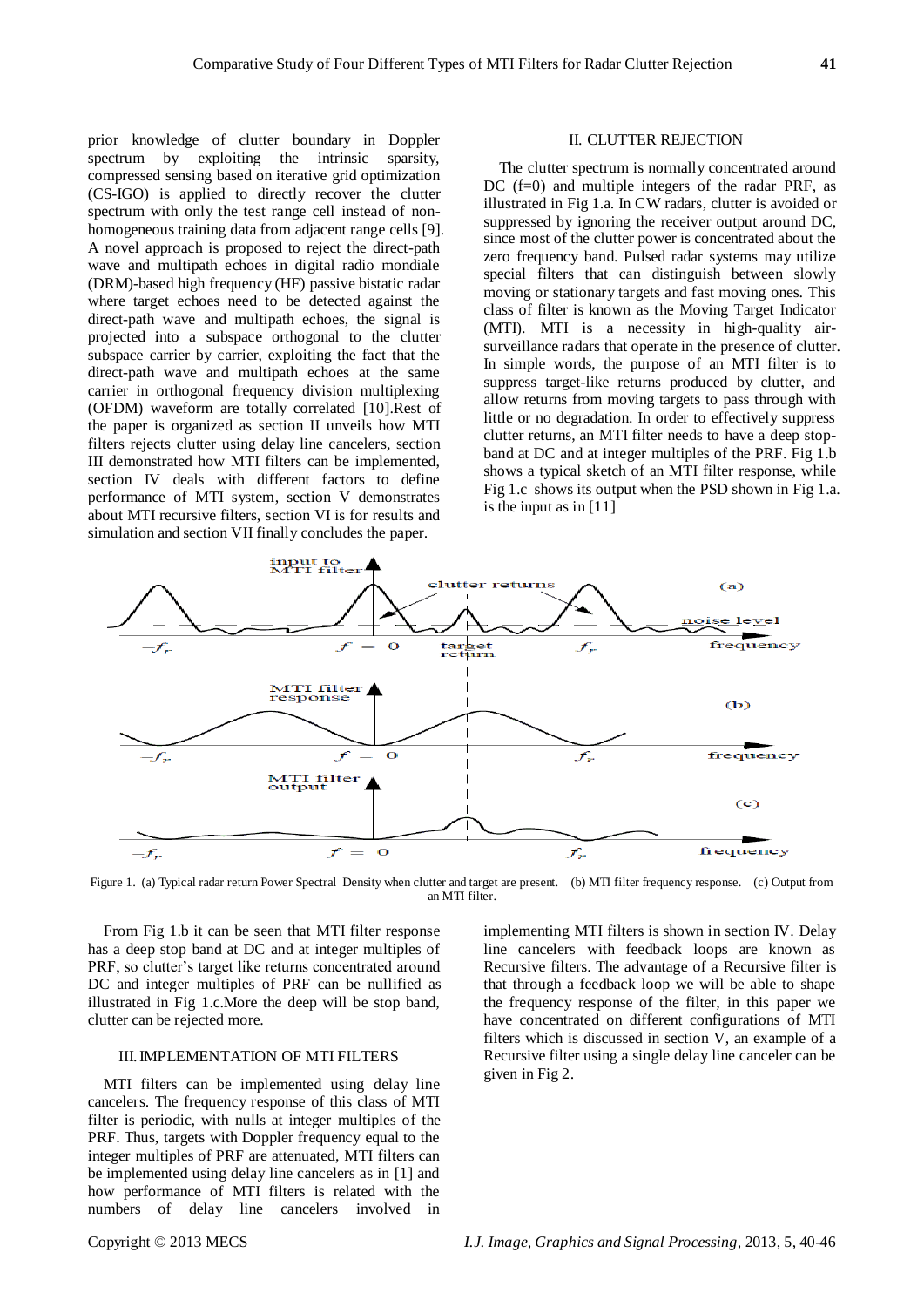prior knowledge of clutter boundary in Doppler spectrum by exploiting the intrinsic sparsity, compressed sensing based on iterative grid optimization (CS-IGO) is applied to directly recover the clutter spectrum with only the test range cell instead of non-homogeneous training data from adjacent range cells [9]. A novel approach is proposed to reject the direct-path wave and multipath echoes in digital radio mondiale (DRM)-based high frequency (HF) passive bistatic radar where target echoes need to be detected against the direct-path wave and multipath echoes, the signal is projected into a subspace orthogonal to the clutter subspace carrier by carrier, exploiting the fact that the direct-path wave and multipath echoes at the same carrier in orthogonal frequency division multiplexing (OFDM) waveform are totally correlated [10].Rest of the paper is organized as section II unveils how MTI filters rejects clutter using delay line cancelers, section III demonstrated how MTI filters can be implemented, section IV deals with different factors to define performance of MTI system, section V demonstrates about MTI recursive filters, section VI is for results and simulation and section VII finally concludes the paper.

## II. CLUTTER REJECTION

The clutter spectrum is normally concentrated around DC (f=0) and multiple integers of the radar PRF, as illustrated in Fig 1.a. In CW radars, clutter is avoided or suppressed by ignoring the receiver output around DC, since most of the clutter power is concentrated about the zero frequency band. Pulsed radar systems may utilize special filters that can distinguish between slowly moving or stationary targets and fast moving ones. This class of filter is known as the Moving Target Indicator (MTI). MTI is a necessity in high-quality air-surveillance radars that operate in the presence of clutter. In simple words, the purpose of an MTI filter is to suppress target-like returns produced by clutter, and allow returns from moving targets to pass through with little or no degradation. In order to effectively suppress clutter returns, an MTI filter needs to have a deep stop-band at DC and at integer multiples of the PRF. Fig 1.b shows a typical sketch of an MTI filter response, while Fig 1.c shows its output when the PSD shown in Fig 1.a. is the input as in [11]

Figure 1. (a) Typical radar return Power Spectral Density when clutter and target are present. (b) MTI filter frequency response. (c) Output from an MTI filter.

From Fig 1.b it can be seen that MTI filter response has a deep stop band at DC and at integer multiples of PRF, so clutter's target like returns concentrated around DC and integer multiples of PRF can be nullified as illustrated in Fig 1.c.More the deep will be stop band, clutter can be rejected more.

## III. IMPLEMENTATION OF MTI FILTERS

MTI filters can be implemented using delay line cancelers. The frequency response of this class of MTI filter is periodic, with nulls at integer multiples of the PRF. Thus, targets with Doppler frequency equal to the integer multiples of PRF are attenuated, MTI filters can be implemented using delay line cancelers as in [1] and how performance of MTI filters is related with the numbers of delay line cancelers involved in implementing MTI filters is shown in section IV. Delay line cancelers with feedback loops are known as Recursive filters. The advantage of a Recursive filter is that through a feedback loop we will be able to shape the frequency response of the filter, in this paper we have concentrated on different configurations of MTI filters which is discussed in section V, an example of a Recursive filter using a single delay line canceler can be given in Fig 2.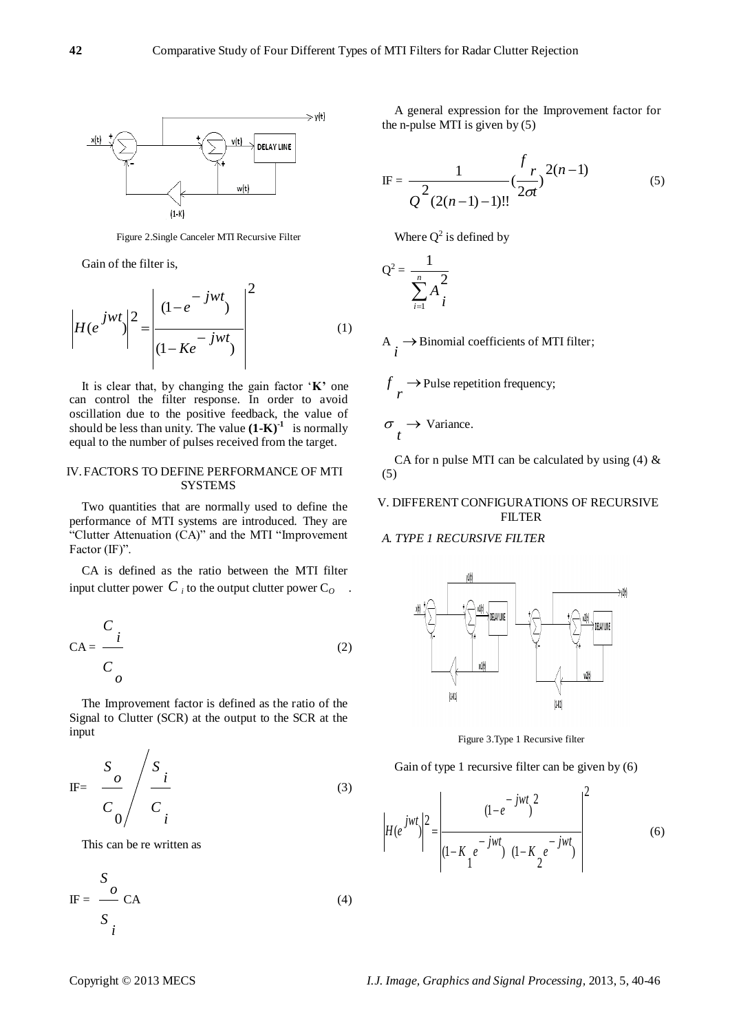Figure 2.Single Canceler MTI Recursive Filter

Gain of the filter is,

$$\left|H(e^{jwt})\right|^2 = \left|\frac{(1-e^{-jwt})}{(1-Ke^{-jwt})}\right|^2 \tag{1}$$

It is clear that, by changing the gain factor '**K**' one can control the filter response. In order to avoid oscillation due to the positive feedback, the value of should be less than unity. The value $\mathbf{(1\text{-}K)^{-1}}$ is normally equal to the number of pulses received from the target.

## IV. FACTORS TO DEFINE PERFORMANCE OF MTI SYSTEMS

Two quantities that are normally used to define the performance of MTI systems are introduced. They are "Clutter Attenuation (CA)" and the MTI "Improvement Factor (IF)".

CA is defined as the ratio between the MTI filter input clutter power $C_i$ to the output clutter power $C_O$ .

$$\text{CA} = \frac{C_i}{C_o} \tag{2}$$

The Improvement factor is defined as the ratio of the Signal to Clutter (SCR) at the output to the SCR at the input

$$\text{IF} = \frac{S_o}{C_0} \bigg/ \frac{S_i}{C_i} \tag{3}$$

This can be re written as

$$\text{IF} = \frac{S_o}{S_i}\,\text{CA} \tag{4}$$

A general expression for the Improvement factor for the n-pulse MTI is given by (5)

$$\text{IF} = \frac{1}{Q^2(2(n-1)-1)!!}\left(\frac{f_r}{2\sigma t}\right)^{2(n-1)} \tag{5}$$

Where $Q^2$ is defined by

$$Q^2 = \frac{1}{\sum_{i=1}^{n} A_i^2}$$

$A_i \rightarrow$ Binomial coefficients of MTI filter;

$f_r \rightarrow$ Pulse repetition frequency;

$\sigma_t \rightarrow$ Variance.

CA for n pulse MTI can be calculated by using (4) & (5)

## V. DIFFERENT CONFIGURATIONS OF RECURSIVE FILTER

### *A. TYPE 1 RECURSIVE FILTER*

Figure 3.Type 1 Recursive filter

Gain of type 1 recursive filter can be given by (6)

$$\left|H(e^{jwt})\right|^2 = \left|\frac{(1-e^{-jwt})^2}{(1-K_1e^{-jwt})\ (1-K_2e^{-jwt})}\right|^2 \tag{6}$$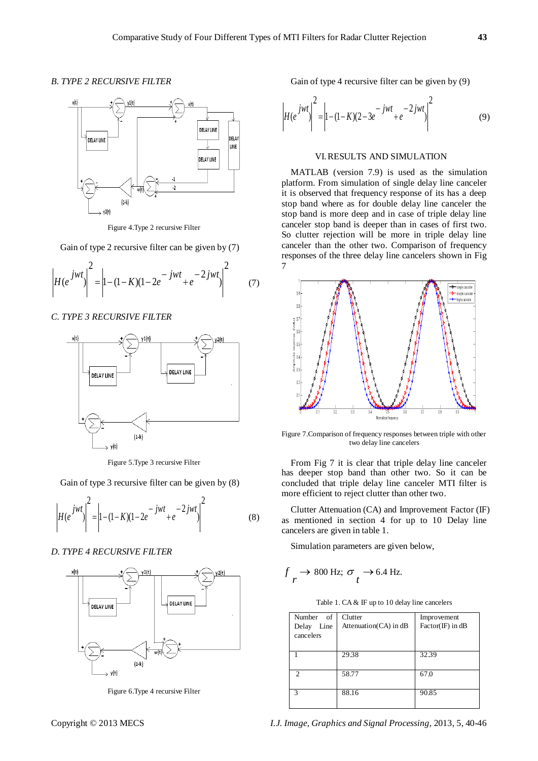### B. TYPE 2 RECURSIVE FILTER

Figure 4.Type 2 recursive Filter

Gain of type 2 recursive filter can be given by (7)

$$\left|H(e^{jwt})\right|^2 = \left|1-(1-K)(1-2e^{-jwt}+e^{-2jwt})\right|^2 \quad (7)$$

### C. TYPE 3 RECURSIVE FILTER

Figure 5.Type 3 recursive Filter

Gain of type 3 recursive filter can be given by (8)

$$\left|H(e^{jwt})\right|^2 = \left|1-(1-K)(1-2e^{-jwt}+e^{-2jwt})\right|^2 \quad (8)$$

### D. TYPE 4 RECURSIVE FILTER

Figure 6.Type 4 recursive Filter

Gain of type 4 recursive filter can be given by (9)

$$\left|H(e^{jwt})\right|^2 = \left|1-(1-K)(2-3e^{-jwt}+e^{-2jwt})\right|^2 \quad (9)$$

## VI. RESULTS AND SIMULATION

MATLAB (version 7.9) is used as the simulation platform. From simulation of single delay line canceler it is observed that frequency response of its has a deep stop band where as for double delay line canceler the stop band is more deep and in case of triple delay line canceler stop band is deeper than in cases of first two. So clutter rejection will be more in triple delay line canceler than the other two. Comparison of frequency responses of the three delay line cancelers shown in Fig 7

Figure 7.Comparison of frequency responses between triple with other two delay line cancelers

From Fig 7 it is clear that triple delay line canceler has deeper stop band than other two. So it can be concluded that triple delay line canceler MTI filter is more efficient to reject clutter than other two.

Clutter Attenuation (CA) and Improvement Factor (IF) as mentioned in section 4 for up to 10 Delay line cancelers are given in table 1.

Simulation parameters are given below,

$$f_r \rightarrow 800 \text{ Hz}; \ \sigma_t \rightarrow 6.4 \text{ Hz}.$$

Table 1. CA & IF up to 10 delay line cancelers

| Number of Delay Line cancelers | Clutter Attenuation(CA) in dB | Improvement Factor(IF) in dB |
|---|---|---|
| 1 | 29.38 | 32.39 |
| 2 | 58.77 | 67.0 |
| 3 | 88.16 | 90.85 |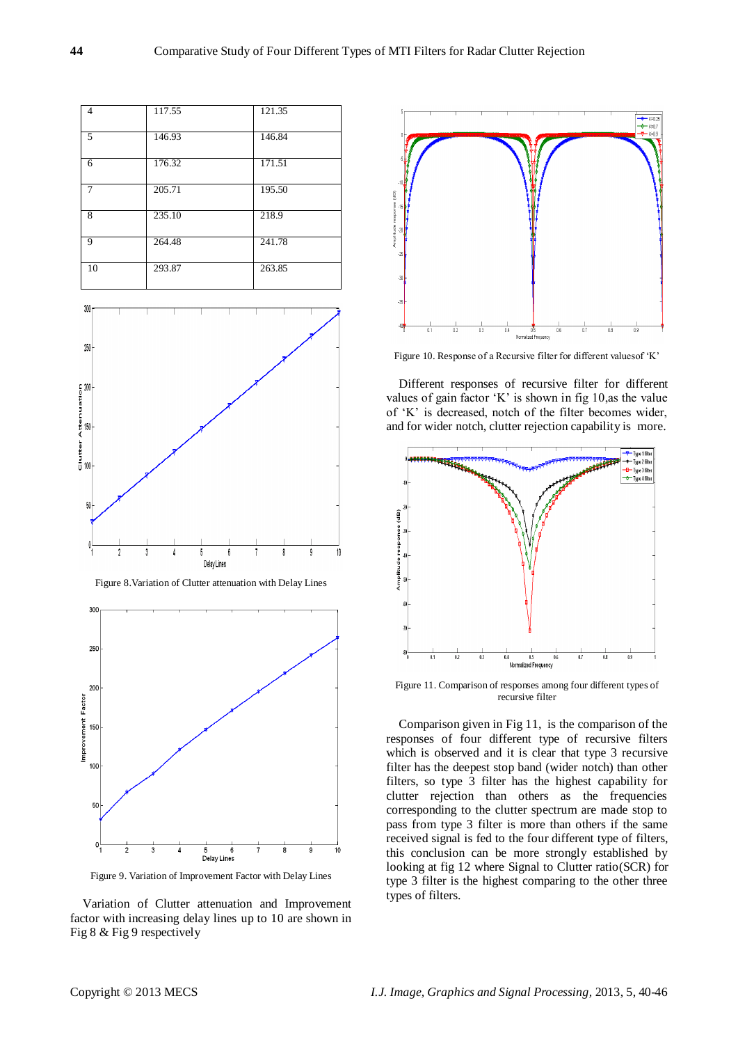| 4 | 117.55 | 121.35 |
|---|---|---|
| 5 | 146.93 | 146.84 |
| 6 | 176.32 | 171.51 |
| 7 | 205.71 | 195.50 |
| 8 | 235.10 | 218.9 |
| 9 | 264.48 | 241.78 |
| 10 | 293.87 | 263.85 |

Figure 8.Variation of Clutter attenuation with Delay Lines

Figure 9. Variation of Improvement Factor with Delay Lines

Variation of Clutter attenuation and Improvement factor with increasing delay lines up to 10 are shown in Fig 8 & Fig 9 respectively

Figure 10. Response of a Recursive filter for different valuesof 'K'

Different responses of recursive filter for different values of gain factor 'K' is shown in fig 10,as the value of 'K' is decreased, notch of the filter becomes wider, and for wider notch, clutter rejection capability is more.

Figure 11. Comparison of responses among four different types of recursive filter

Comparison given in Fig 11, is the comparison of the responses of four different type of recursive filters which is observed and it is clear that type 3 recursive filter has the deepest stop band (wider notch) than other filters, so type 3 filter has the highest capability for clutter rejection than others as the frequencies corresponding to the clutter spectrum are made stop to pass from type 3 filter is more than others if the same received signal is fed to the four different type of filters, this conclusion can be more strongly established by looking at fig 12 where Signal to Clutter ratio(SCR) for type 3 filter is the highest comparing to the other three types of filters.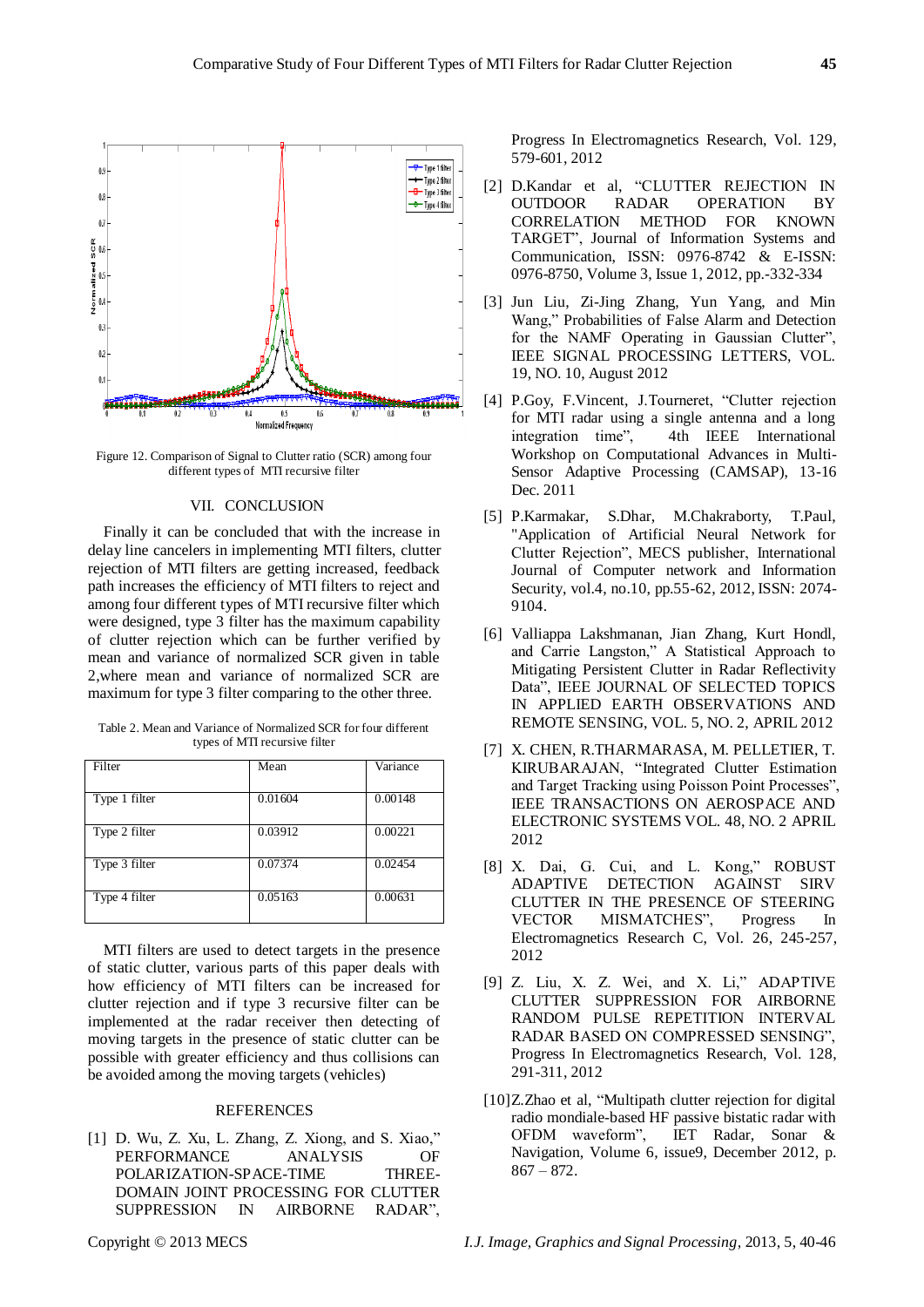Figure 12. Comparison of Signal to Clutter ratio (SCR) among four different types of MTI recursive filter

## VII. CONCLUSION

Finally it can be concluded that with the increase in delay line cancelers in implementing MTI filters, clutter rejection of MTI filters are getting increased, feedback path increases the efficiency of MTI filters to reject and among four different types of MTI recursive filter which were designed, type 3 filter has the maximum capability of clutter rejection which can be further verified by mean and variance of normalized SCR given in table 2,where mean and variance of normalized SCR are maximum for type 3 filter comparing to the other three.

Table 2. Mean and Variance of Normalized SCR for four different types of MTI recursive filter

| Filter | Mean | Variance |
|---|---|---|
| Type 1 filter | 0.01604 | 0.00148 |
| Type 2 filter | 0.03912 | 0.00221 |
| Type 3 filter | 0.07374 | 0.02454 |
| Type 4 filter | 0.05163 | 0.00631 |

MTI filters are used to detect targets in the presence of static clutter, various parts of this paper deals with how efficiency of MTI filters can be increased for clutter rejection and if type 3 recursive filter can be implemented at the radar receiver then detecting of moving targets in the presence of static clutter can be possible with greater efficiency and thus collisions can be avoided among the moving targets (vehicles)

## REFERENCES

[1] D. Wu, Z. Xu, L. Zhang, Z. Xiong, and S. Xiao," PERFORMANCE ANALYSIS OF POLARIZATION-SPACE-TIME THREE-DOMAIN JOINT PROCESSING FOR CLUTTER SUPPRESSION IN AIRBORNE RADAR", Progress In Electromagnetics Research, Vol. 129, 579-601, 2012

[2] D.Kandar et al, "CLUTTER REJECTION IN OUTDOOR RADAR OPERATION BY CORRELATION METHOD FOR KNOWN TARGET", Journal of Information Systems and Communication, ISSN: 0976-8742 & E-ISSN: 0976-8750, Volume 3, Issue 1, 2012, pp.-332-334

[3] Jun Liu, Zi-Jing Zhang, Yun Yang, and Min Wang," Probabilities of False Alarm and Detection for the NAMF Operating in Gaussian Clutter", IEEE SIGNAL PROCESSING LETTERS, VOL. 19, NO. 10, August 2012

[4] P.Goy, F.Vincent, J.Tourneret, "Clutter rejection for MTI radar using a single antenna and a long integration time", 4th IEEE International Workshop on Computational Advances in Multi-Sensor Adaptive Processing (CAMSAP), 13-16 Dec. 2011

[5] P.Karmakar, S.Dhar, M.Chakraborty, T.Paul, "Application of Artificial Neural Network for Clutter Rejection", MECS publisher, International Journal of Computer network and Information Security, vol.4, no.10, pp.55-62, 2012, ISSN: 2074-9104.

[6] Valliappa Lakshmanan, Jian Zhang, Kurt Hondl, and Carrie Langston," A Statistical Approach to Mitigating Persistent Clutter in Radar Reflectivity Data", IEEE JOURNAL OF SELECTED TOPICS IN APPLIED EARTH OBSERVATIONS AND REMOTE SENSING, VOL. 5, NO. 2, APRIL 2012

[7] X. CHEN, R.THARMARASA, M. PELLETIER, T. KIRUBARAJAN, "Integrated Clutter Estimation and Target Tracking using Poisson Point Processes", IEEE TRANSACTIONS ON AEROSPACE AND ELECTRONIC SYSTEMS VOL. 48, NO. 2 APRIL 2012

[8] X. Dai, G. Cui, and L. Kong," ROBUST ADAPTIVE DETECTION AGAINST SIRV CLUTTER IN THE PRESENCE OF STEERING VECTOR MISMATCHES", Progress In Electromagnetics Research C, Vol. 26, 245-257, 2012

[9] Z. Liu, X. Z. Wei, and X. Li," ADAPTIVE CLUTTER SUPPRESSION FOR AIRBORNE RANDOM PULSE REPETITION INTERVAL RADAR BASED ON COMPRESSED SENSING", Progress In Electromagnetics Research, Vol. 128, 291-311, 2012

[10] Z.Zhao et al, "Multipath clutter rejection for digital radio mondiale-based HF passive bistatic radar with OFDM waveform", IET Radar, Sonar & Navigation, Volume 6, issue9, December 2012, p. 867 – 872.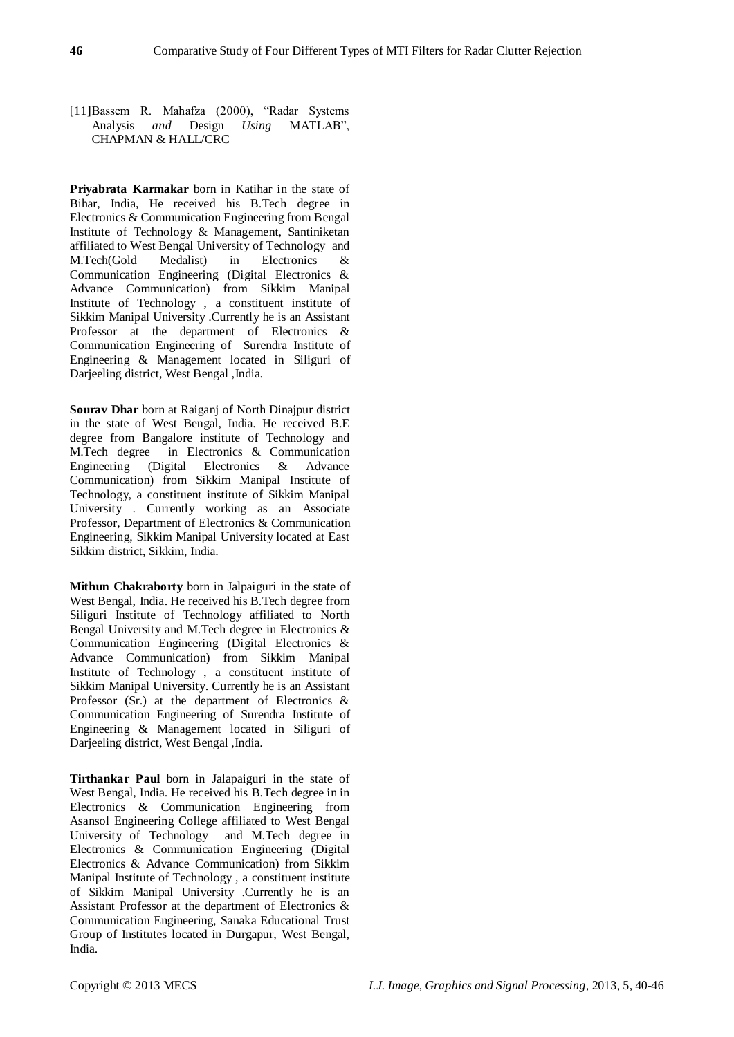[11]Bassem R. Mahafza (2000), "Radar Systems Analysis *and* Design *Using* MATLAB", CHAPMAN & HALL/CRC

**Priyabrata Karmakar** born in Katihar in the state of Bihar, India, He received his B.Tech degree in Electronics & Communication Engineering from Bengal Institute of Technology & Management, Santiniketan affiliated to West Bengal University of Technology and M.Tech(Gold Medalist) in Electronics & Communication Engineering (Digital Electronics & Advance Communication) from Sikkim Manipal Institute of Technology , a constituent institute of Sikkim Manipal University .Currently he is an Assistant Professor at the department of Electronics & Communication Engineering of Surendra Institute of Engineering & Management located in Siliguri of Darjeeling district, West Bengal ,India.

**Sourav Dhar** born at Raiganj of North Dinajpur district in the state of West Bengal, India. He received B.E degree from Bangalore institute of Technology and M.Tech degree in Electronics & Communication Engineering (Digital Electronics & Advance Communication) from Sikkim Manipal Institute of Technology, a constituent institute of Sikkim Manipal University . Currently working as an Associate Professor, Department of Electronics & Communication Engineering, Sikkim Manipal University located at East Sikkim district, Sikkim, India.

**Mithun Chakraborty** born in Jalpaiguri in the state of West Bengal, India. He received his B.Tech degree from Siliguri Institute of Technology affiliated to North Bengal University and M.Tech degree in Electronics & Communication Engineering (Digital Electronics & Advance Communication) from Sikkim Manipal Institute of Technology , a constituent institute of Sikkim Manipal University. Currently he is an Assistant Professor (Sr.) at the department of Electronics & Communication Engineering of Surendra Institute of Engineering & Management located in Siliguri of Darjeeling district, West Bengal ,India.

**Tirthankar Paul** born in Jalapaiguri in the state of West Bengal, India. He received his B.Tech degree in in Electronics & Communication Engineering from Asansol Engineering College affiliated to West Bengal University of Technology and M.Tech degree in Electronics & Communication Engineering (Digital Electronics & Advance Communication) from Sikkim Manipal Institute of Technology , a constituent institute of Sikkim Manipal University .Currently he is an Assistant Professor at the department of Electronics & Communication Engineering, Sanaka Educational Trust Group of Institutes located in Durgapur, West Bengal, India.